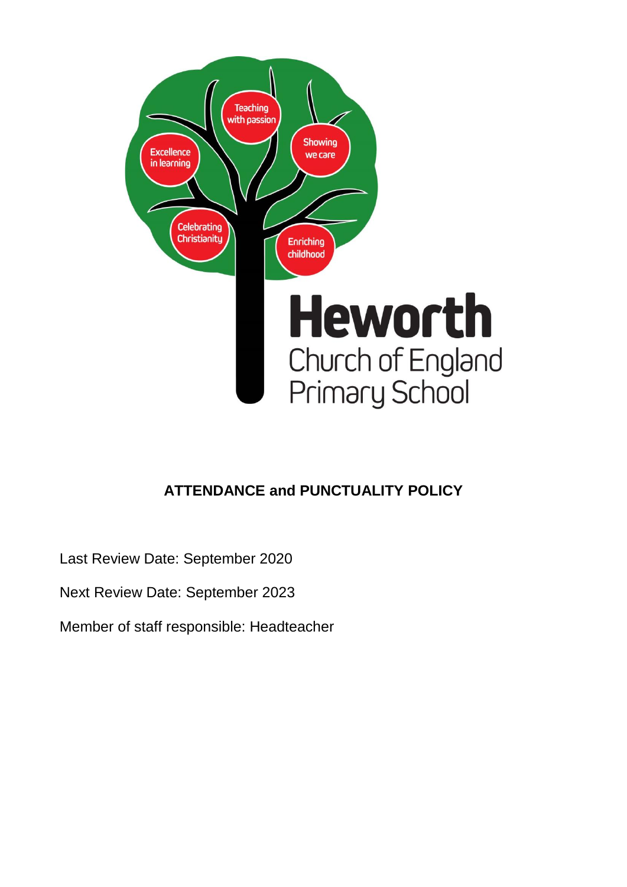Heworth Church of England Primary School

# ATTENDANCE and PUNCTUALITY POLICY

Last Review Date: September 2020

Next Review Date: September 2023

Member of staff responsible: Headteacher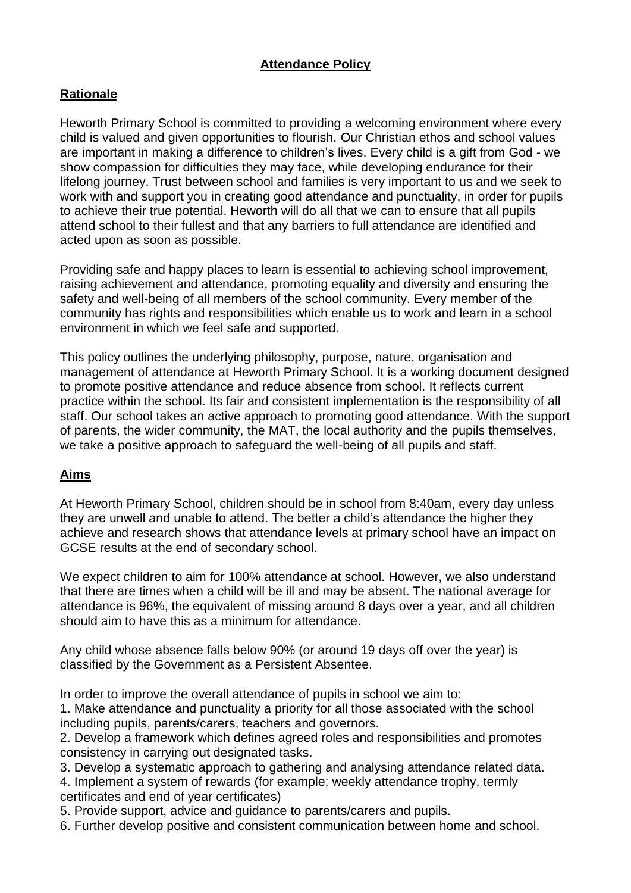**Attendance Policy**

## Rationale

Heworth Primary School is committed to providing a welcoming environment where every child is valued and given opportunities to flourish. Our Christian ethos and school values are important in making a difference to children's lives. Every child is a gift from God - we show compassion for difficulties they may face, while developing endurance for their lifelong journey. Trust between school and families is very important to us and we seek to work with and support you in creating good attendance and punctuality, in order for pupils to achieve their true potential. Heworth will do all that we can to ensure that all pupils attend school to their fullest and that any barriers to full attendance are identified and acted upon as soon as possible.

Providing safe and happy places to learn is essential to achieving school improvement, raising achievement and attendance, promoting equality and diversity and ensuring the safety and well-being of all members of the school community. Every member of the community has rights and responsibilities which enable us to work and learn in a school environment in which we feel safe and supported.

This policy outlines the underlying philosophy, purpose, nature, organisation and management of attendance at Heworth Primary School. It is a working document designed to promote positive attendance and reduce absence from school. It reflects current practice within the school. Its fair and consistent implementation is the responsibility of all staff. Our school takes an active approach to promoting good attendance. With the support of parents, the wider community, the MAT, the local authority and the pupils themselves, we take a positive approach to safeguard the well-being of all pupils and staff.

## Aims

At Heworth Primary School, children should be in school from 8:40am, every day unless they are unwell and unable to attend. The better a child's attendance the higher they achieve and research shows that attendance levels at primary school have an impact on GCSE results at the end of secondary school.

We expect children to aim for 100% attendance at school. However, we also understand that there are times when a child will be ill and may be absent. The national average for attendance is 96%, the equivalent of missing around 8 days over a year, and all children should aim to have this as a minimum for attendance.

Any child whose absence falls below 90% (or around 19 days off over the year) is classified by the Government as a Persistent Absentee.

In order to improve the overall attendance of pupils in school we aim to:

1. Make attendance and punctuality a priority for all those associated with the school including pupils, parents/carers, teachers and governors.
2. Develop a framework which defines agreed roles and responsibilities and promotes consistency in carrying out designated tasks.
3. Develop a systematic approach to gathering and analysing attendance related data.
4. Implement a system of rewards (for example; weekly attendance trophy, termly certificates and end of year certificates)
5. Provide support, advice and guidance to parents/carers and pupils.
6. Further develop positive and consistent communication between home and school.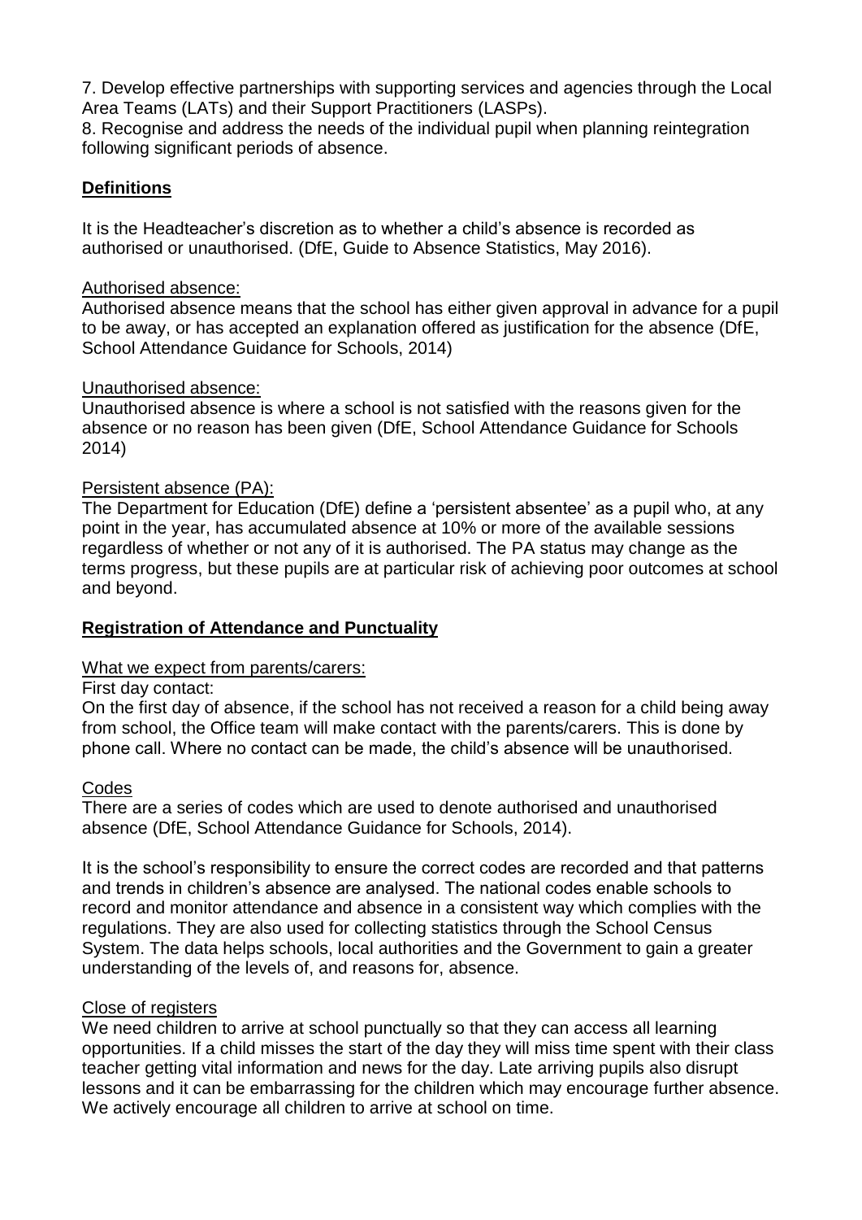7. Develop effective partnerships with supporting services and agencies through the Local Area Teams (LATs) and their Support Practitioners (LASPs).
8. Recognise and address the needs of the individual pupil when planning reintegration following significant periods of absence.

## Definitions

It is the Headteacher's discretion as to whether a child's absence is recorded as authorised or unauthorised. (DfE, Guide to Absence Statistics, May 2016).

### Authorised absence:

Authorised absence means that the school has either given approval in advance for a pupil to be away, or has accepted an explanation offered as justification for the absence (DfE, School Attendance Guidance for Schools, 2014)

### Unauthorised absence:

Unauthorised absence is where a school is not satisfied with the reasons given for the absence or no reason has been given (DfE, School Attendance Guidance for Schools 2014)

### Persistent absence (PA):

The Department for Education (DfE) define a 'persistent absentee' as a pupil who, at any point in the year, has accumulated absence at 10% or more of the available sessions regardless of whether or not any of it is authorised. The PA status may change as the terms progress, but these pupils are at particular risk of achieving poor outcomes at school and beyond.

## Registration of Attendance and Punctuality

### What we expect from parents/carers:

First day contact:

On the first day of absence, if the school has not received a reason for a child being away from school, the Office team will make contact with the parents/carers. This is done by phone call. Where no contact can be made, the child's absence will be unauthorised.

### Codes

There are a series of codes which are used to denote authorised and unauthorised absence (DfE, School Attendance Guidance for Schools, 2014).

It is the school's responsibility to ensure the correct codes are recorded and that patterns and trends in children's absence are analysed. The national codes enable schools to record and monitor attendance and absence in a consistent way which complies with the regulations. They are also used for collecting statistics through the School Census System. The data helps schools, local authorities and the Government to gain a greater understanding of the levels of, and reasons for, absence.

### Close of registers

We need children to arrive at school punctually so that they can access all learning opportunities. If a child misses the start of the day they will miss time spent with their class teacher getting vital information and news for the day. Late arriving pupils also disrupt lessons and it can be embarrassing for the children which may encourage further absence. We actively encourage all children to arrive at school on time.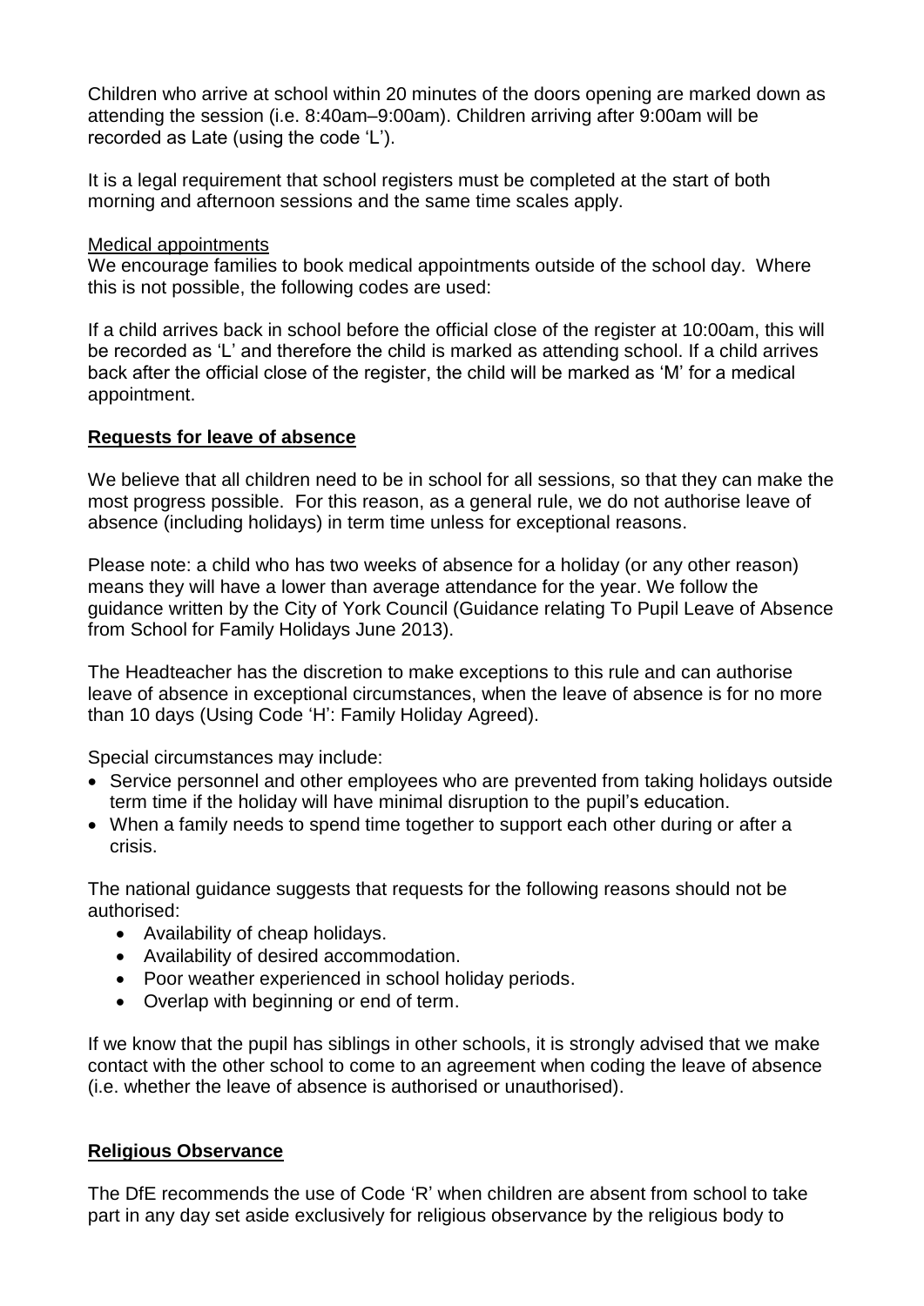Children who arrive at school within 20 minutes of the doors opening are marked down as attending the session (i.e. 8:40am–9:00am). Children arriving after 9:00am will be recorded as Late (using the code 'L').

It is a legal requirement that school registers must be completed at the start of both morning and afternoon sessions and the same time scales apply.

Medical appointments

We encourage families to book medical appointments outside of the school day. Where this is not possible, the following codes are used:

If a child arrives back in school before the official close of the register at 10:00am, this will be recorded as 'L' and therefore the child is marked as attending school. If a child arrives back after the official close of the register, the child will be marked as 'M' for a medical appointment.

## Requests for leave of absence

We believe that all children need to be in school for all sessions, so that they can make the most progress possible. For this reason, as a general rule, we do not authorise leave of absence (including holidays) in term time unless for exceptional reasons.

Please note: a child who has two weeks of absence for a holiday (or any other reason) means they will have a lower than average attendance for the year. We follow the guidance written by the City of York Council (Guidance relating To Pupil Leave of Absence from School for Family Holidays June 2013).

The Headteacher has the discretion to make exceptions to this rule and can authorise leave of absence in exceptional circumstances, when the leave of absence is for no more than 10 days (Using Code 'H': Family Holiday Agreed).

Special circumstances may include:

- Service personnel and other employees who are prevented from taking holidays outside term time if the holiday will have minimal disruption to the pupil's education.
- When a family needs to spend time together to support each other during or after a crisis.

The national guidance suggests that requests for the following reasons should not be authorised:

- Availability of cheap holidays.
- Availability of desired accommodation.
- Poor weather experienced in school holiday periods.
- Overlap with beginning or end of term.

If we know that the pupil has siblings in other schools, it is strongly advised that we make contact with the other school to come to an agreement when coding the leave of absence (i.e. whether the leave of absence is authorised or unauthorised).

## Religious Observance

The DfE recommends the use of Code 'R' when children are absent from school to take part in any day set aside exclusively for religious observance by the religious body to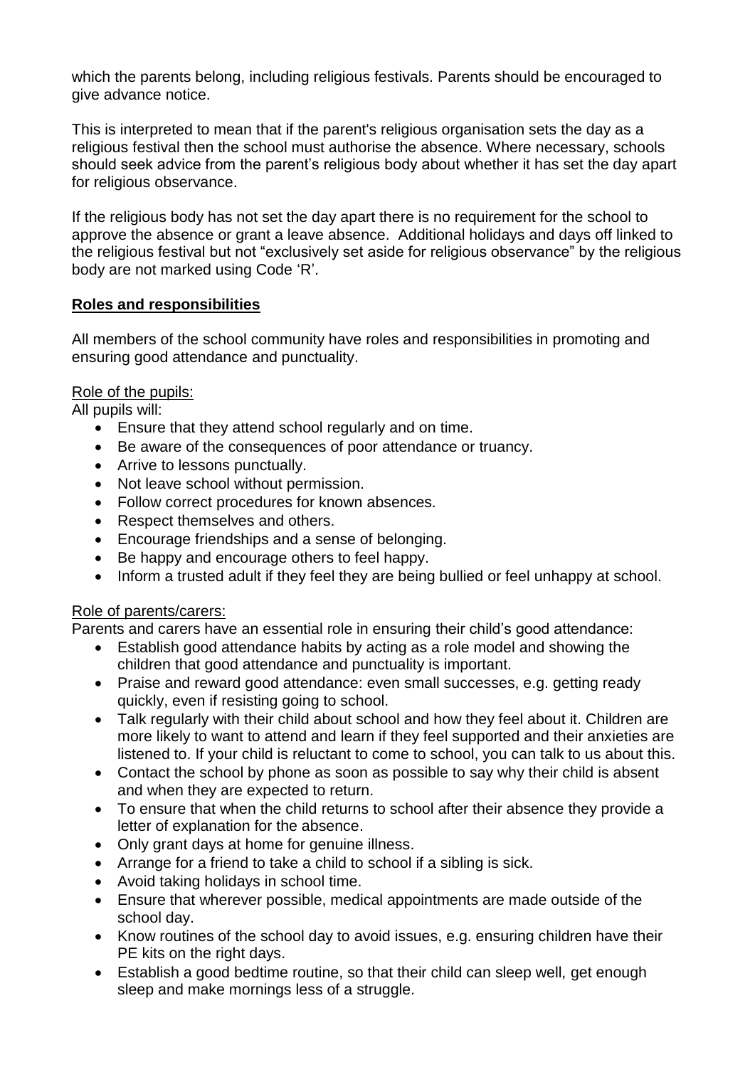which the parents belong, including religious festivals. Parents should be encouraged to give advance notice.

This is interpreted to mean that if the parent's religious organisation sets the day as a religious festival then the school must authorise the absence. Where necessary, schools should seek advice from the parent's religious body about whether it has set the day apart for religious observance.

If the religious body has not set the day apart there is no requirement for the school to approve the absence or grant a leave absence. Additional holidays and days off linked to the religious festival but not "exclusively set aside for religious observance" by the religious body are not marked using Code 'R'.

## Roles and responsibilities

All members of the school community have roles and responsibilities in promoting and ensuring good attendance and punctuality.

Role of the pupils:

All pupils will:

- Ensure that they attend school regularly and on time.
- Be aware of the consequences of poor attendance or truancy.
- Arrive to lessons punctually.
- Not leave school without permission.
- Follow correct procedures for known absences.
- Respect themselves and others.
- Encourage friendships and a sense of belonging.
- Be happy and encourage others to feel happy.
- Inform a trusted adult if they feel they are being bullied or feel unhappy at school.

Role of parents/carers:

Parents and carers have an essential role in ensuring their child's good attendance:

- Establish good attendance habits by acting as a role model and showing the children that good attendance and punctuality is important.
- Praise and reward good attendance: even small successes, e.g. getting ready quickly, even if resisting going to school.
- Talk regularly with their child about school and how they feel about it. Children are more likely to want to attend and learn if they feel supported and their anxieties are listened to. If your child is reluctant to come to school, you can talk to us about this.
- Contact the school by phone as soon as possible to say why their child is absent and when they are expected to return.
- To ensure that when the child returns to school after their absence they provide a letter of explanation for the absence.
- Only grant days at home for genuine illness.
- Arrange for a friend to take a child to school if a sibling is sick.
- Avoid taking holidays in school time.
- Ensure that wherever possible, medical appointments are made outside of the school day.
- Know routines of the school day to avoid issues, e.g. ensuring children have their PE kits on the right days.
- Establish a good bedtime routine, so that their child can sleep well, get enough sleep and make mornings less of a struggle.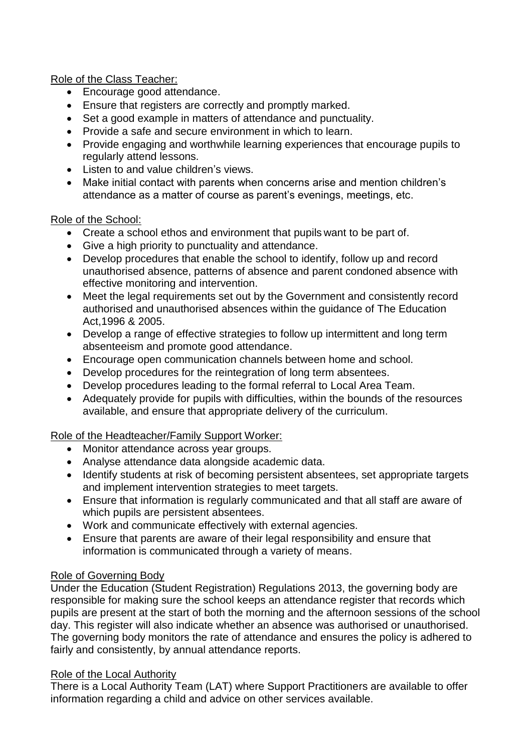Role of the Class Teacher:

- Encourage good attendance.
- Ensure that registers are correctly and promptly marked.
- Set a good example in matters of attendance and punctuality.
- Provide a safe and secure environment in which to learn.
- Provide engaging and worthwhile learning experiences that encourage pupils to regularly attend lessons.
- Listen to and value children's views.
- Make initial contact with parents when concerns arise and mention children's attendance as a matter of course as parent's evenings, meetings, etc.

Role of the School:

- Create a school ethos and environment that pupils want to be part of.
- Give a high priority to punctuality and attendance.
- Develop procedures that enable the school to identify, follow up and record unauthorised absence, patterns of absence and parent condoned absence with effective monitoring and intervention.
- Meet the legal requirements set out by the Government and consistently record authorised and unauthorised absences within the guidance of The Education Act,1996 & 2005.
- Develop a range of effective strategies to follow up intermittent and long term absenteeism and promote good attendance.
- Encourage open communication channels between home and school.
- Develop procedures for the reintegration of long term absentees.
- Develop procedures leading to the formal referral to Local Area Team.
- Adequately provide for pupils with difficulties, within the bounds of the resources available, and ensure that appropriate delivery of the curriculum.

Role of the Headteacher/Family Support Worker:

- Monitor attendance across year groups.
- Analyse attendance data alongside academic data.
- Identify students at risk of becoming persistent absentees, set appropriate targets and implement intervention strategies to meet targets.
- Ensure that information is regularly communicated and that all staff are aware of which pupils are persistent absentees.
- Work and communicate effectively with external agencies.
- Ensure that parents are aware of their legal responsibility and ensure that information is communicated through a variety of means.

Role of Governing Body

Under the Education (Student Registration) Regulations 2013, the governing body are responsible for making sure the school keeps an attendance register that records which pupils are present at the start of both the morning and the afternoon sessions of the school day. This register will also indicate whether an absence was authorised or unauthorised. The governing body monitors the rate of attendance and ensures the policy is adhered to fairly and consistently, by annual attendance reports.

Role of the Local Authority

There is a Local Authority Team (LAT) where Support Practitioners are available to offer information regarding a child and advice on other services available.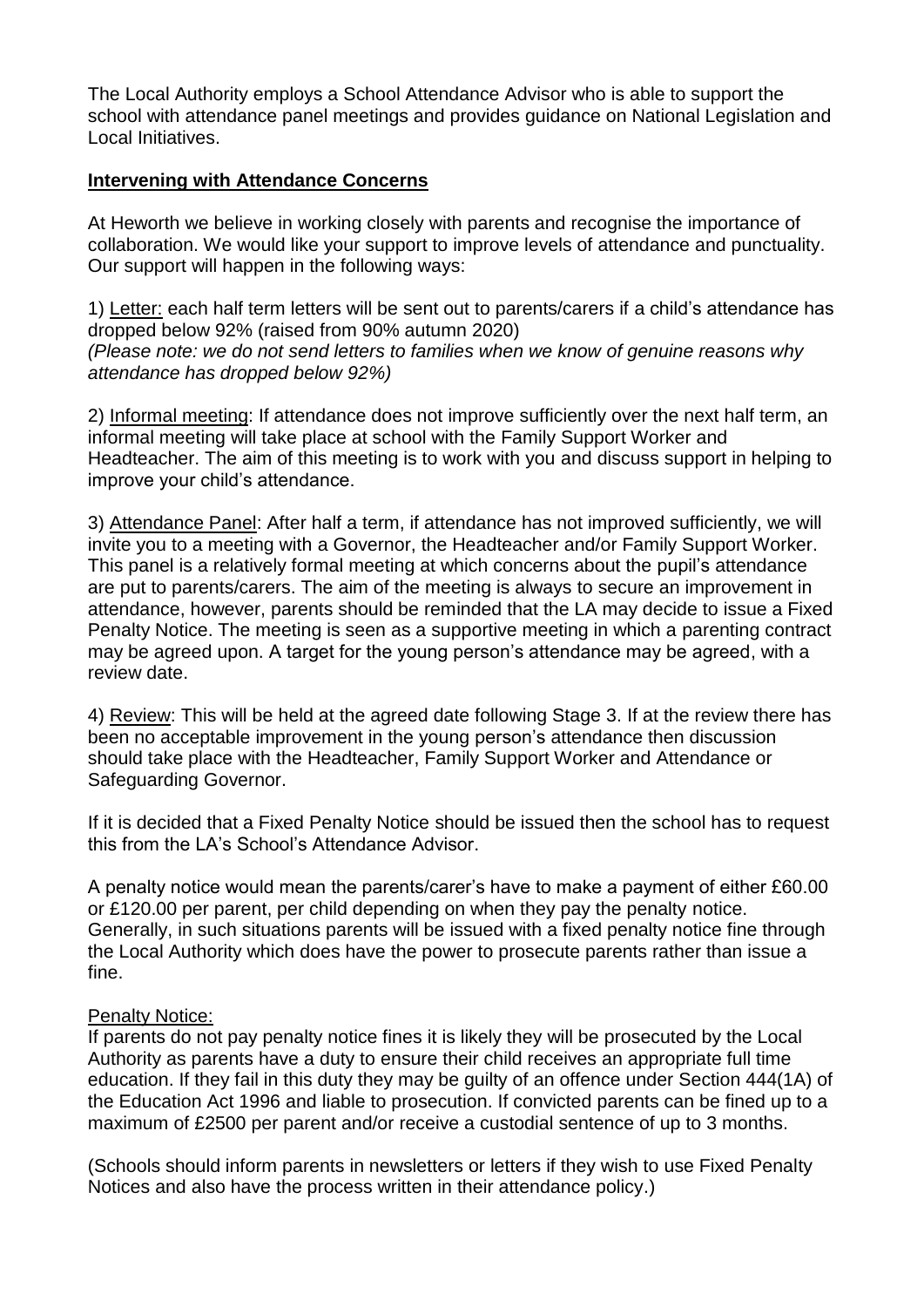The Local Authority employs a School Attendance Advisor who is able to support the school with attendance panel meetings and provides guidance on National Legislation and Local Initiatives.

## **Intervening with Attendance Concerns**

At Heworth we believe in working closely with parents and recognise the importance of collaboration. We would like your support to improve levels of attendance and punctuality. Our support will happen in the following ways:

1) Letter: each half term letters will be sent out to parents/carers if a child's attendance has dropped below 92% (raised from 90% autumn 2020)
*(Please note: we do not send letters to families when we know of genuine reasons why attendance has dropped below 92%)*

2) Informal meeting: If attendance does not improve sufficiently over the next half term, an informal meeting will take place at school with the Family Support Worker and Headteacher. The aim of this meeting is to work with you and discuss support in helping to improve your child's attendance.

3) Attendance Panel: After half a term, if attendance has not improved sufficiently, we will invite you to a meeting with a Governor, the Headteacher and/or Family Support Worker. This panel is a relatively formal meeting at which concerns about the pupil's attendance are put to parents/carers. The aim of the meeting is always to secure an improvement in attendance, however, parents should be reminded that the LA may decide to issue a Fixed Penalty Notice. The meeting is seen as a supportive meeting in which a parenting contract may be agreed upon. A target for the young person's attendance may be agreed, with a review date.

4) Review: This will be held at the agreed date following Stage 3. If at the review there has been no acceptable improvement in the young person's attendance then discussion should take place with the Headteacher, Family Support Worker and Attendance or Safeguarding Governor.

If it is decided that a Fixed Penalty Notice should be issued then the school has to request this from the LA's School's Attendance Advisor.

A penalty notice would mean the parents/carer's have to make a payment of either £60.00 or £120.00 per parent, per child depending on when they pay the penalty notice. Generally, in such situations parents will be issued with a fixed penalty notice fine through the Local Authority which does have the power to prosecute parents rather than issue a fine.

Penalty Notice:
If parents do not pay penalty notice fines it is likely they will be prosecuted by the Local Authority as parents have a duty to ensure their child receives an appropriate full time education. If they fail in this duty they may be guilty of an offence under Section 444(1A) of the Education Act 1996 and liable to prosecution. If convicted parents can be fined up to a maximum of £2500 per parent and/or receive a custodial sentence of up to 3 months.

(Schools should inform parents in newsletters or letters if they wish to use Fixed Penalty Notices and also have the process written in their attendance policy.)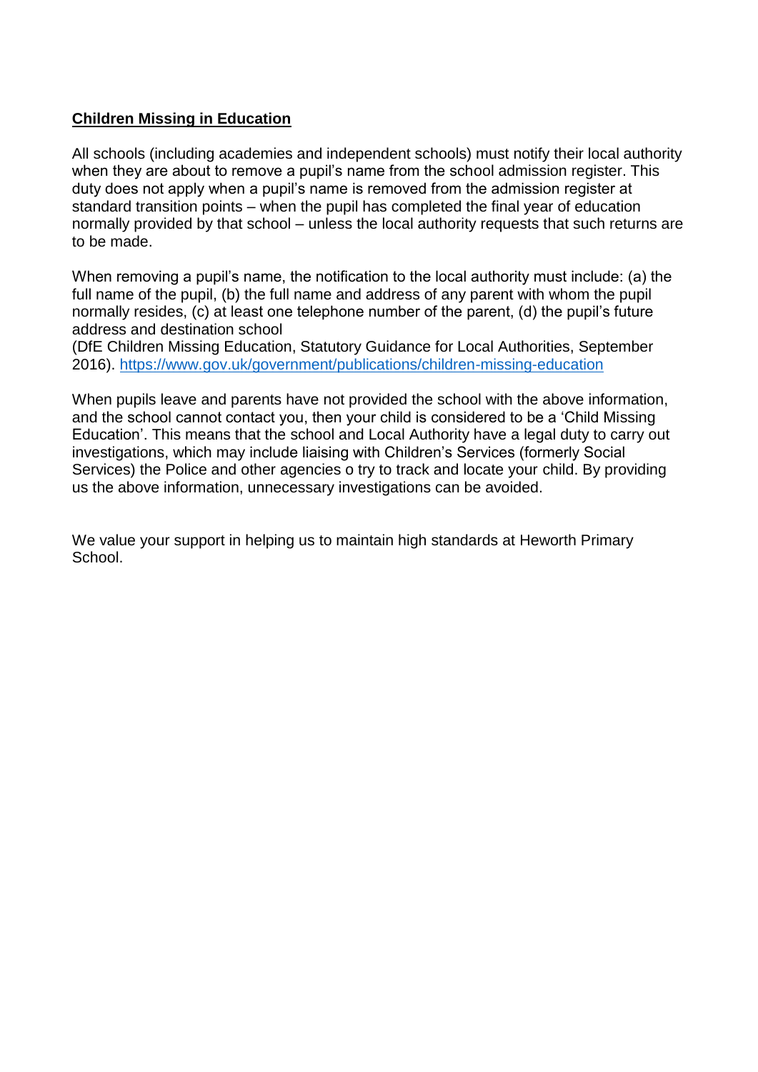**Children Missing in Education**

All schools (including academies and independent schools) must notify their local authority when they are about to remove a pupil's name from the school admission register. This duty does not apply when a pupil's name is removed from the admission register at standard transition points – when the pupil has completed the final year of education normally provided by that school – unless the local authority requests that such returns are to be made.

When removing a pupil's name, the notification to the local authority must include: (a) the full name of the pupil, (b) the full name and address of any parent with whom the pupil normally resides, (c) at least one telephone number of the parent, (d) the pupil's future address and destination school
(DfE Children Missing Education, Statutory Guidance for Local Authorities, September 2016). https://www.gov.uk/government/publications/children-missing-education

When pupils leave and parents have not provided the school with the above information, and the school cannot contact you, then your child is considered to be a 'Child Missing Education'. This means that the school and Local Authority have a legal duty to carry out investigations, which may include liaising with Children's Services (formerly Social Services) the Police and other agencies o try to track and locate your child. By providing us the above information, unnecessary investigations can be avoided.

We value your support in helping us to maintain high standards at Heworth Primary School.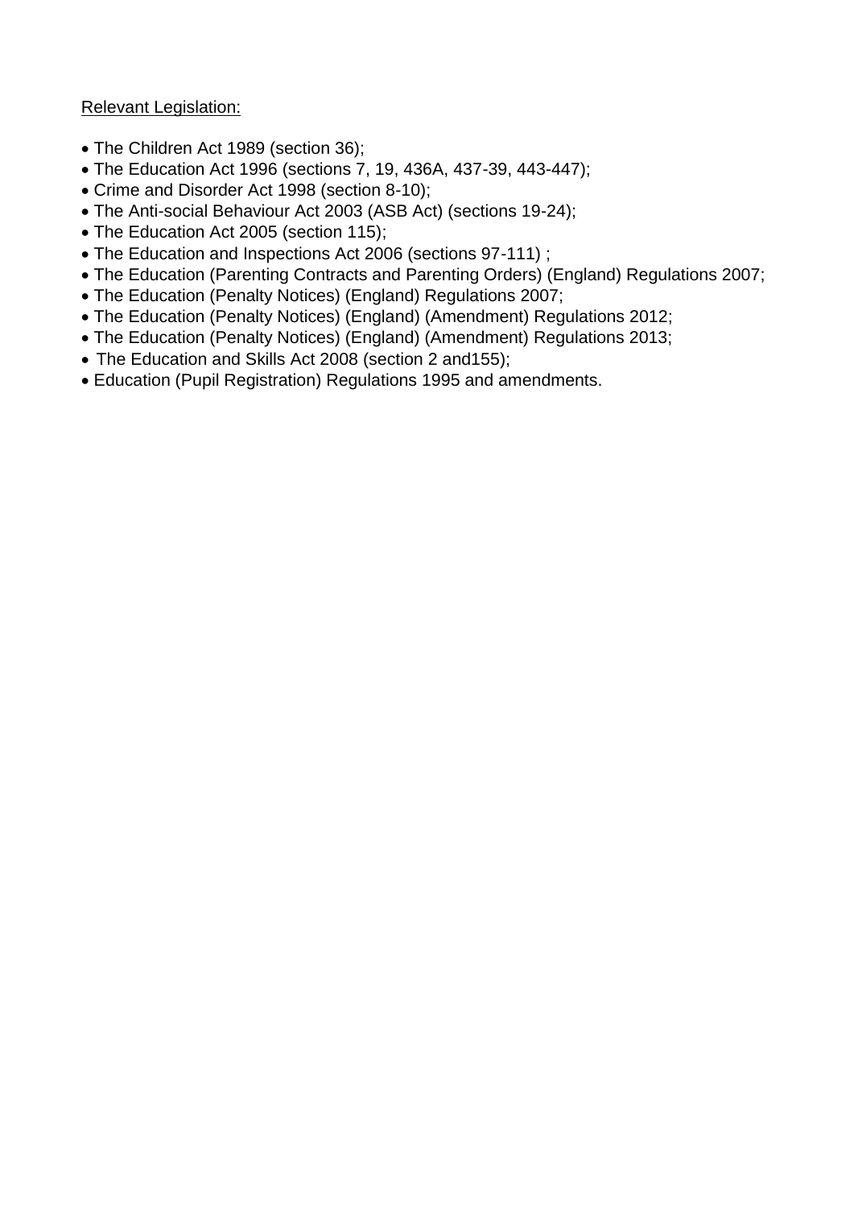Relevant Legislation:

- The Children Act 1989 (section 36);
- The Education Act 1996 (sections 7, 19, 436A, 437-39, 443-447);
- Crime and Disorder Act 1998 (section 8-10);
- The Anti-social Behaviour Act 2003 (ASB Act) (sections 19-24);
- The Education Act 2005 (section 115);
- The Education and Inspections Act 2006 (sections 97-111) ;
- The Education (Parenting Contracts and Parenting Orders) (England) Regulations 2007;
- The Education (Penalty Notices) (England) Regulations 2007;
- The Education (Penalty Notices) (England) (Amendment) Regulations 2012;
- The Education (Penalty Notices) (England) (Amendment) Regulations 2013;
- The Education and Skills Act 2008 (section 2 and155);
- Education (Pupil Registration) Regulations 1995 and amendments.